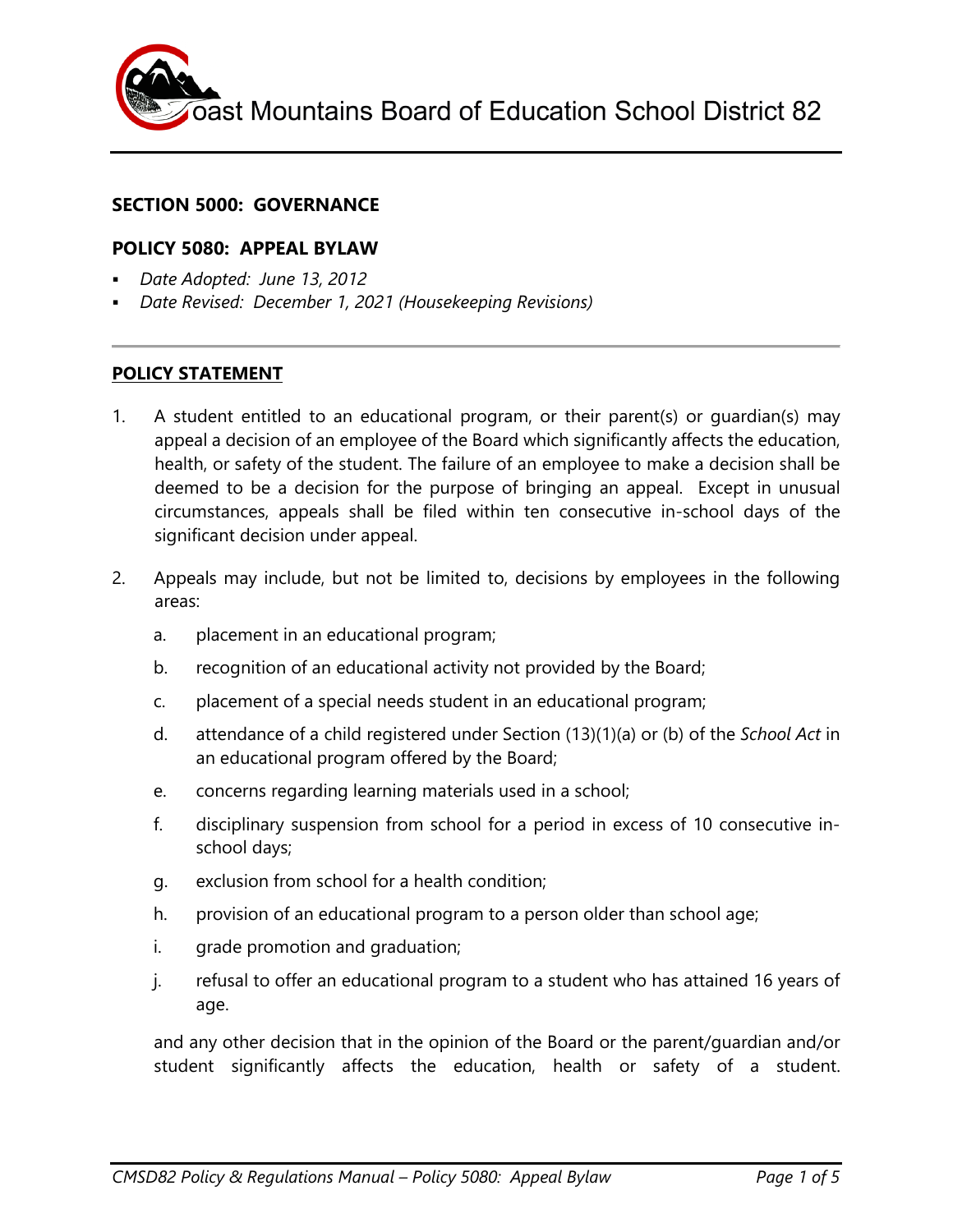Coast Mountains Board of Education School District 82

## SECTION 5000: GOVERNANCE

## POLICY 5080: APPEAL BYLAW

- *Date Adopted: June 13, 2012*
- *Date Revised: December 1, 2021 (Housekeeping Revisions)*

---

### POLICY STATEMENT

1. A student entitled to an educational program, or their parent(s) or guardian(s) may appeal a decision of an employee of the Board which significantly affects the education, health, or safety of the student. The failure of an employee to make a decision shall be deemed to be a decision for the purpose of bringing an appeal. Except in unusual circumstances, appeals shall be filed within ten consecutive in-school days of the significant decision under appeal.

2. Appeals may include, but not be limited to, decisions by employees in the following areas:

   a. placement in an educational program;

   b. recognition of an educational activity not provided by the Board;

   c. placement of a special needs student in an educational program;

   d. attendance of a child registered under Section (13)(1)(a) or (b) of the *School Act* in an educational program offered by the Board;

   e. concerns regarding learning materials used in a school;

   f. disciplinary suspension from school for a period in excess of 10 consecutive in-school days;

   g. exclusion from school for a health condition;

   h. provision of an educational program to a person older than school age;

   i. grade promotion and graduation;

   j. refusal to offer an educational program to a student who has attained 16 years of age.

   and any other decision that in the opinion of the Board or the parent/guardian and/or student significantly affects the education, health or safety of a student.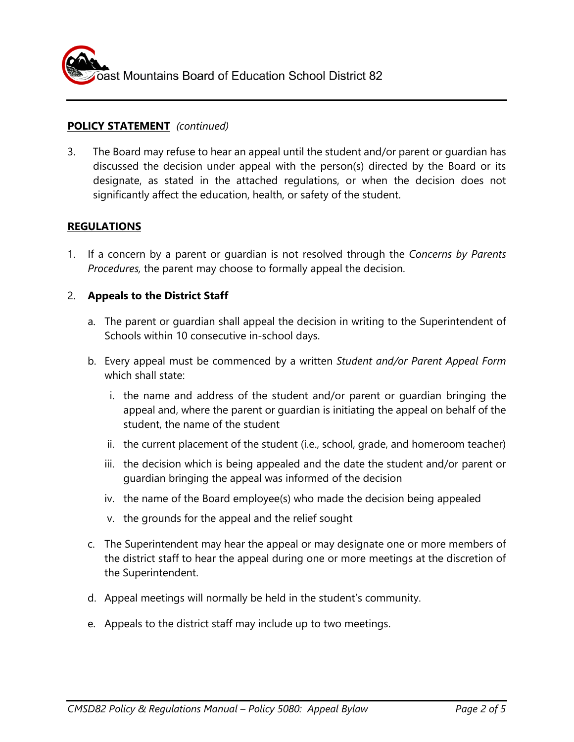**POLICY STATEMENT** *(continued)*

3. The Board may refuse to hear an appeal until the student and/or parent or guardian has discussed the decision under appeal with the person(s) directed by the Board or its designate, as stated in the attached regulations, or when the decision does not significantly affect the education, health, or safety of the student.

**REGULATIONS**

1. If a concern by a parent or guardian is not resolved through the *Concerns by Parents Procedures,* the parent may choose to formally appeal the decision.

2. **Appeals to the District Staff**

   a. The parent or guardian shall appeal the decision in writing to the Superintendent of Schools within 10 consecutive in-school days.

   b. Every appeal must be commenced by a written *Student and/or Parent Appeal Form* which shall state:

      i. the name and address of the student and/or parent or guardian bringing the appeal and, where the parent or guardian is initiating the appeal on behalf of the student, the name of the student

      ii. the current placement of the student (i.e., school, grade, and homeroom teacher)

      iii. the decision which is being appealed and the date the student and/or parent or guardian bringing the appeal was informed of the decision

      iv. the name of the Board employee(s) who made the decision being appealed

      v. the grounds for the appeal and the relief sought

   c. The Superintendent may hear the appeal or may designate one or more members of the district staff to hear the appeal during one or more meetings at the discretion of the Superintendent.

   d. Appeal meetings will normally be held in the student's community.

   e. Appeals to the district staff may include up to two meetings.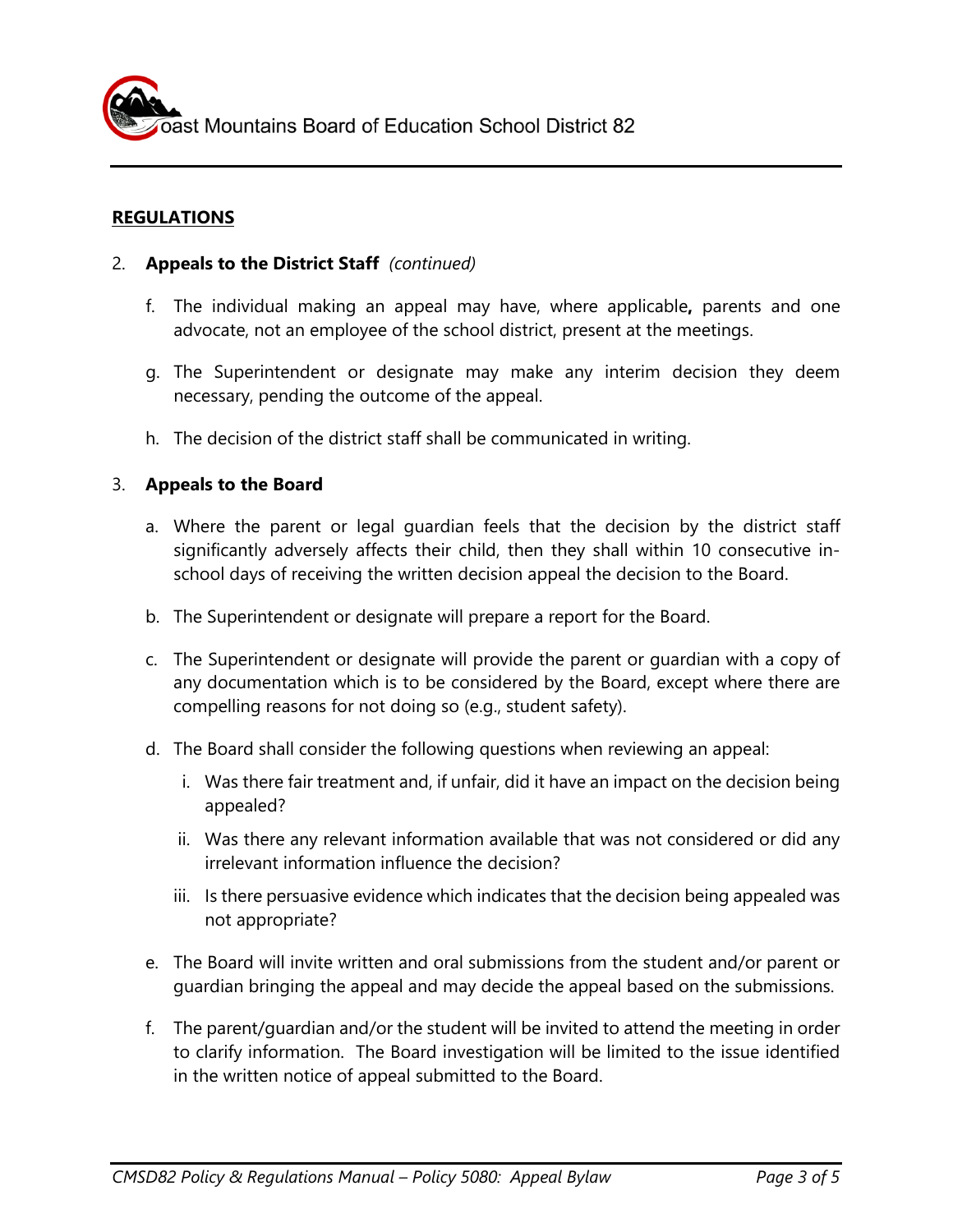## REGULATIONS

2. **Appeals to the District Staff** *(continued)*

   f. The individual making an appeal may have, where applicable**,** parents and one advocate, not an employee of the school district, present at the meetings.

   g. The Superintendent or designate may make any interim decision they deem necessary, pending the outcome of the appeal.

   h. The decision of the district staff shall be communicated in writing.

3. **Appeals to the Board**

   a. Where the parent or legal guardian feels that the decision by the district staff significantly adversely affects their child, then they shall within 10 consecutive in-school days of receiving the written decision appeal the decision to the Board.

   b. The Superintendent or designate will prepare a report for the Board.

   c. The Superintendent or designate will provide the parent or guardian with a copy of any documentation which is to be considered by the Board, except where there are compelling reasons for not doing so (e.g., student safety).

   d. The Board shall consider the following questions when reviewing an appeal:

      i. Was there fair treatment and, if unfair, did it have an impact on the decision being appealed?

      ii. Was there any relevant information available that was not considered or did any irrelevant information influence the decision?

      iii. Is there persuasive evidence which indicates that the decision being appealed was not appropriate?

   e. The Board will invite written and oral submissions from the student and/or parent or guardian bringing the appeal and may decide the appeal based on the submissions.

   f. The parent/guardian and/or the student will be invited to attend the meeting in order to clarify information. The Board investigation will be limited to the issue identified in the written notice of appeal submitted to the Board.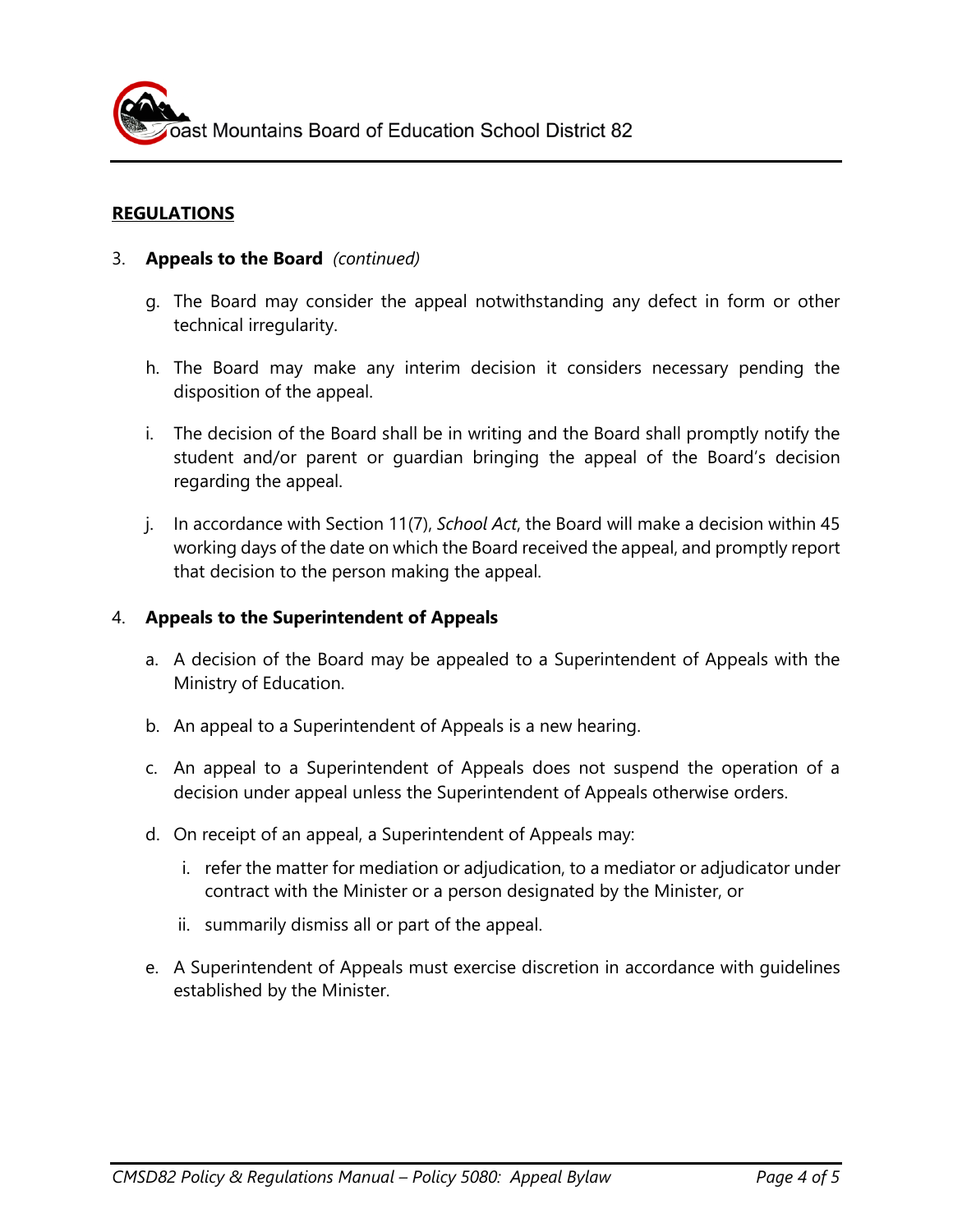## REGULATIONS

3. **Appeals to the Board** *(continued)*

   g. The Board may consider the appeal notwithstanding any defect in form or other technical irregularity.

   h. The Board may make any interim decision it considers necessary pending the disposition of the appeal.

   i. The decision of the Board shall be in writing and the Board shall promptly notify the student and/or parent or guardian bringing the appeal of the Board's decision regarding the appeal.

   j. In accordance with Section 11(7), *School Act*, the Board will make a decision within 45 working days of the date on which the Board received the appeal, and promptly report that decision to the person making the appeal.

4. **Appeals to the Superintendent of Appeals**

   a. A decision of the Board may be appealed to a Superintendent of Appeals with the Ministry of Education.

   b. An appeal to a Superintendent of Appeals is a new hearing.

   c. An appeal to a Superintendent of Appeals does not suspend the operation of a decision under appeal unless the Superintendent of Appeals otherwise orders.

   d. On receipt of an appeal, a Superintendent of Appeals may:

      i. refer the matter for mediation or adjudication, to a mediator or adjudicator under contract with the Minister or a person designated by the Minister, or

      ii. summarily dismiss all or part of the appeal.

   e. A Superintendent of Appeals must exercise discretion in accordance with guidelines established by the Minister.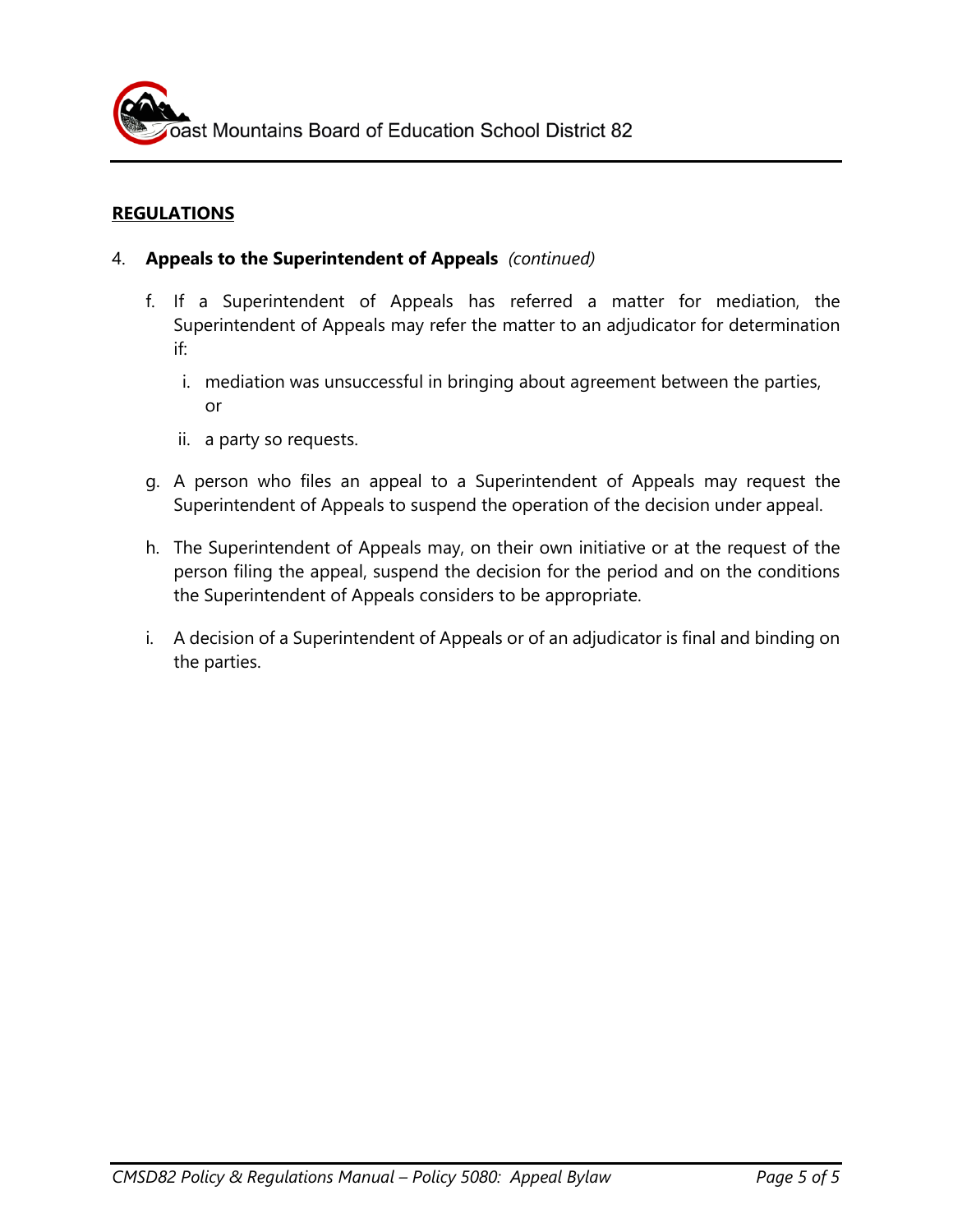## REGULATIONS

4. **Appeals to the Superintendent of Appeals** *(continued)*

   f. If a Superintendent of Appeals has referred a matter for mediation, the Superintendent of Appeals may refer the matter to an adjudicator for determination if:

      i. mediation was unsuccessful in bringing about agreement between the parties, or

      ii. a party so requests.

   g. A person who files an appeal to a Superintendent of Appeals may request the Superintendent of Appeals to suspend the operation of the decision under appeal.

   h. The Superintendent of Appeals may, on their own initiative or at the request of the person filing the appeal, suspend the decision for the period and on the conditions the Superintendent of Appeals considers to be appropriate.

   i. A decision of a Superintendent of Appeals or of an adjudicator is final and binding on the parties.